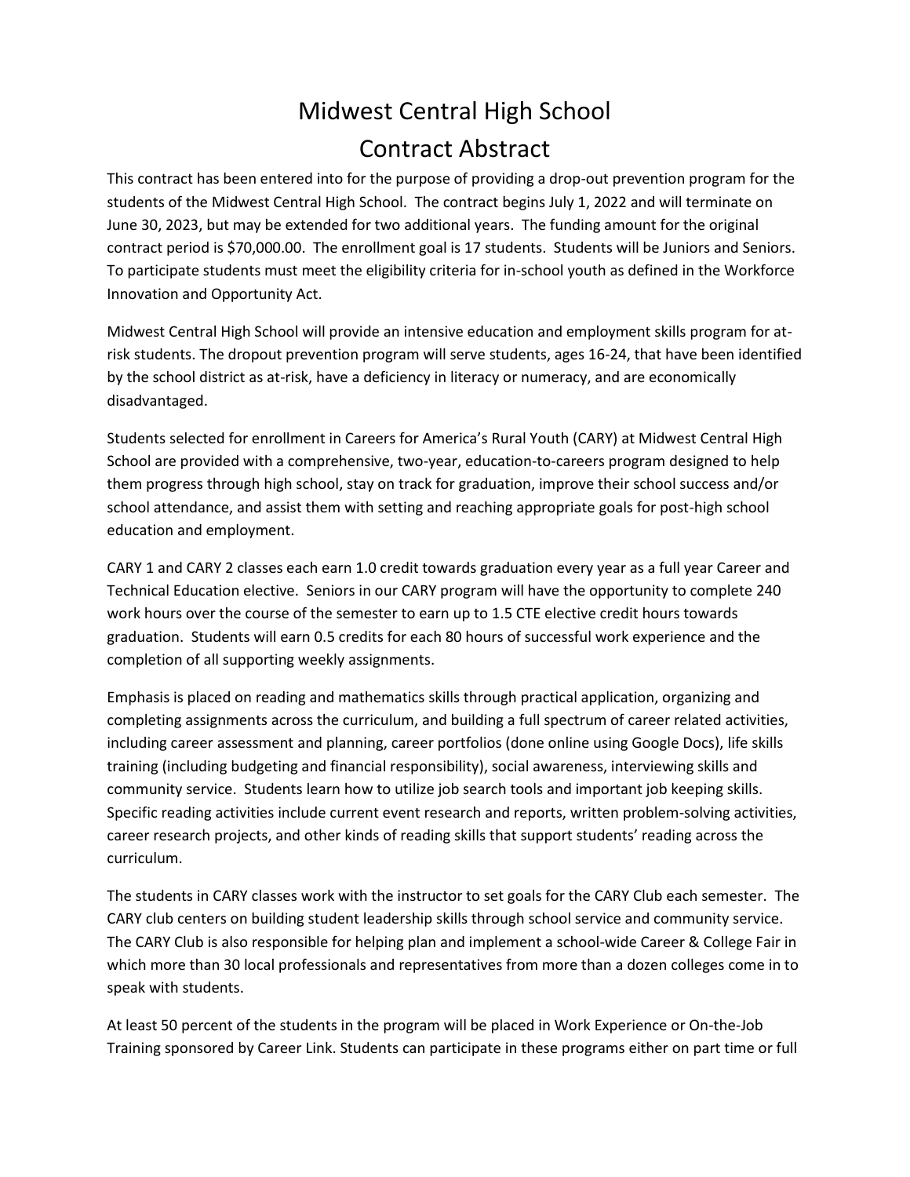# Midwest Central High School
## Contract Abstract

This contract has been entered into for the purpose of providing a drop-out prevention program for the students of the Midwest Central High School. The contract begins July 1, 2022 and will terminate on June 30, 2023, but may be extended for two additional years. The funding amount for the original contract period is $70,000.00. The enrollment goal is 17 students. Students will be Juniors and Seniors. To participate students must meet the eligibility criteria for in-school youth as defined in the Workforce Innovation and Opportunity Act.

Midwest Central High School will provide an intensive education and employment skills program for at-risk students. The dropout prevention program will serve students, ages 16-24, that have been identified by the school district as at-risk, have a deficiency in literacy or numeracy, and are economically disadvantaged.

Students selected for enrollment in Careers for America's Rural Youth (CARY) at Midwest Central High School are provided with a comprehensive, two-year, education-to-careers program designed to help them progress through high school, stay on track for graduation, improve their school success and/or school attendance, and assist them with setting and reaching appropriate goals for post-high school education and employment.

CARY 1 and CARY 2 classes each earn 1.0 credit towards graduation every year as a full year Career and Technical Education elective. Seniors in our CARY program will have the opportunity to complete 240 work hours over the course of the semester to earn up to 1.5 CTE elective credit hours towards graduation. Students will earn 0.5 credits for each 80 hours of successful work experience and the completion of all supporting weekly assignments.

Emphasis is placed on reading and mathematics skills through practical application, organizing and completing assignments across the curriculum, and building a full spectrum of career related activities, including career assessment and planning, career portfolios (done online using Google Docs), life skills training (including budgeting and financial responsibility), social awareness, interviewing skills and community service. Students learn how to utilize job search tools and important job keeping skills. Specific reading activities include current event research and reports, written problem-solving activities, career research projects, and other kinds of reading skills that support students' reading across the curriculum.

The students in CARY classes work with the instructor to set goals for the CARY Club each semester. The CARY club centers on building student leadership skills through school service and community service. The CARY Club is also responsible for helping plan and implement a school-wide Career & College Fair in which more than 30 local professionals and representatives from more than a dozen colleges come in to speak with students.

At least 50 percent of the students in the program will be placed in Work Experience or On-the-Job Training sponsored by Career Link. Students can participate in these programs either on part time or full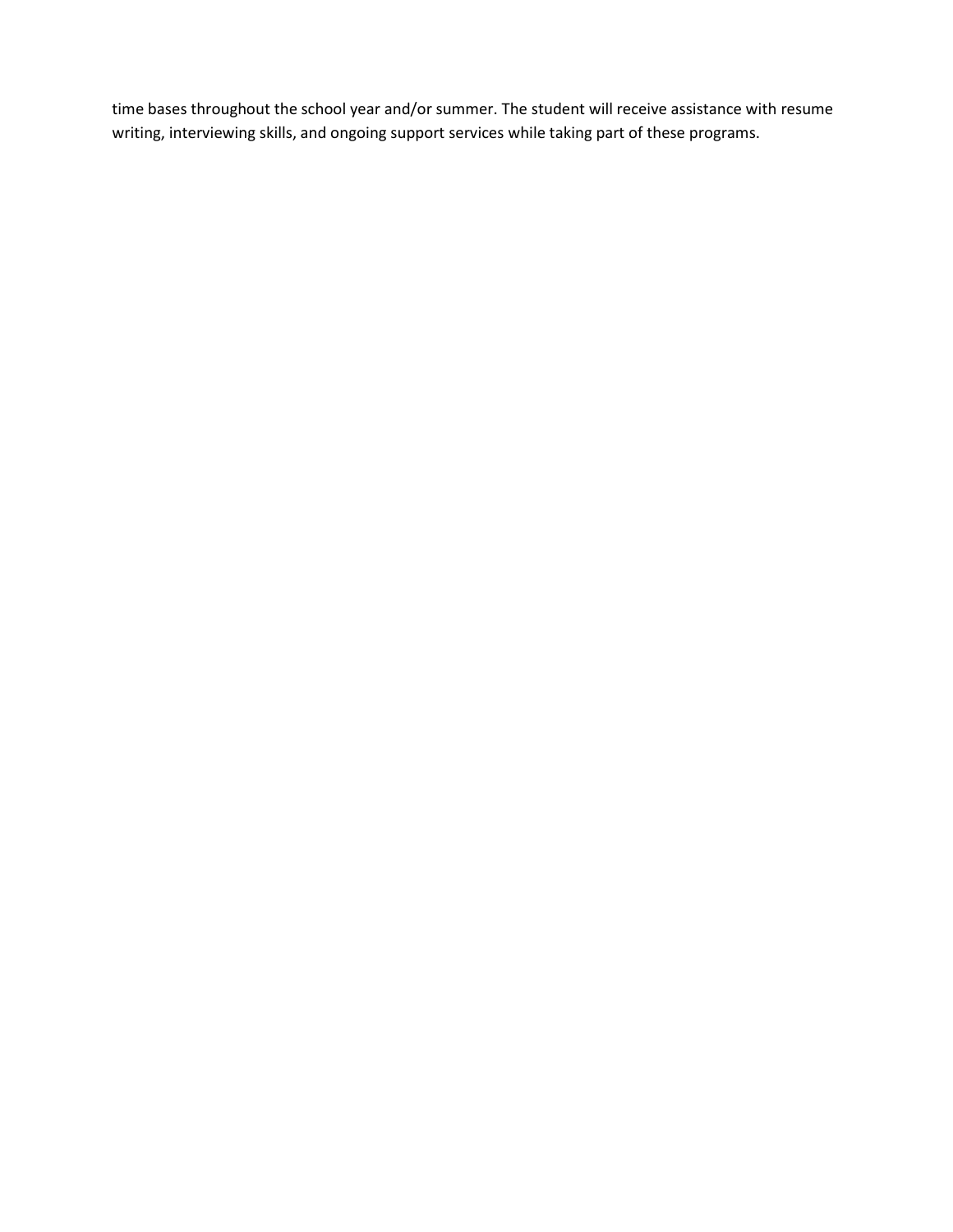time bases throughout the school year and/or summer. The student will receive assistance with resume writing, interviewing skills, and ongoing support services while taking part of these programs.